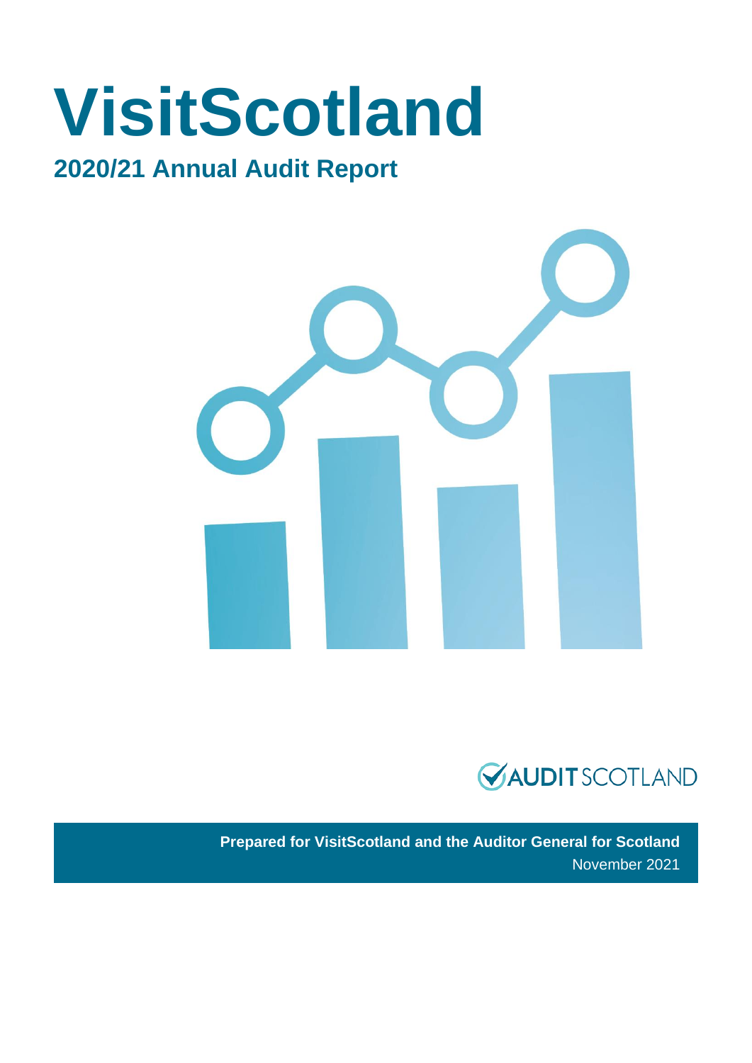# VisitScotland

## 2020/21 Annual Audit Report

AUDIT SCOTLAND

**Prepared for VisitScotland and the Auditor General for Scotland**

November 2021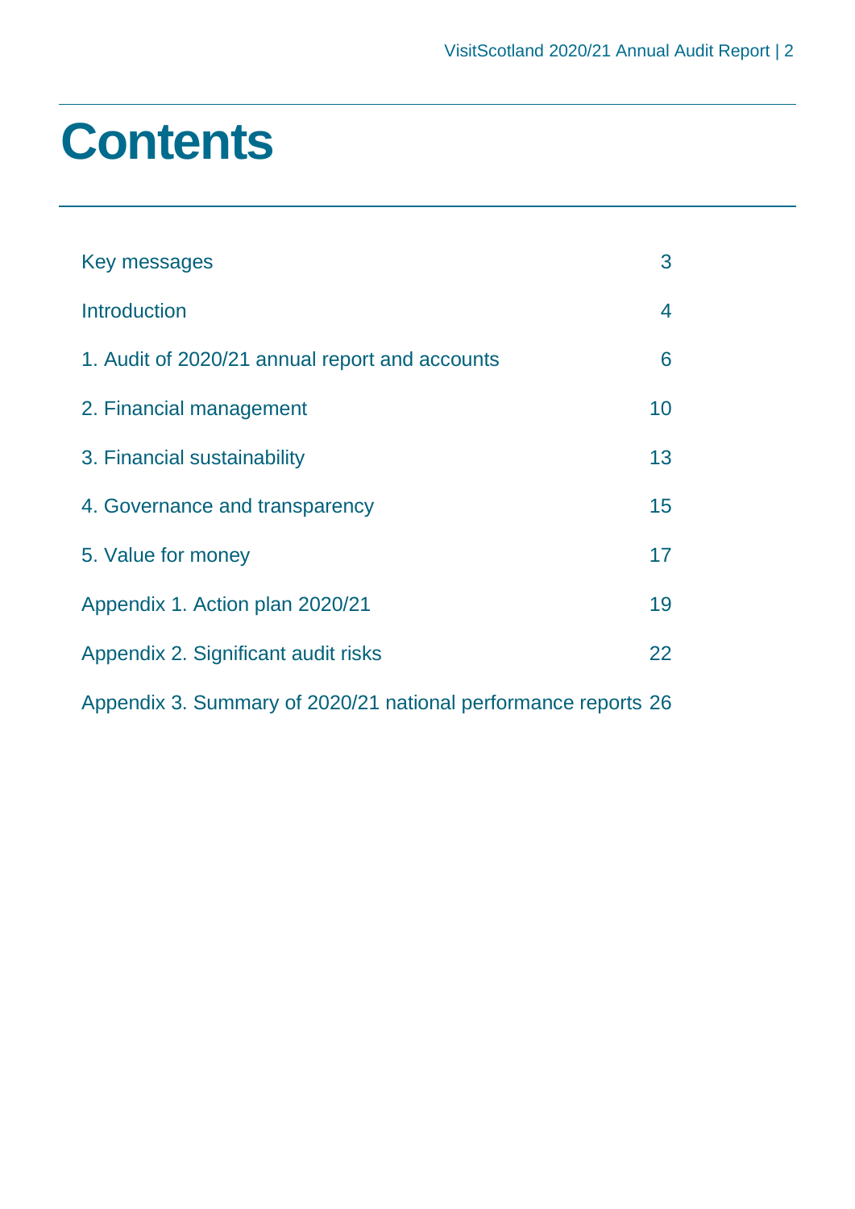# Contents

| | |
|---|---|
| Key messages | 3 |
| Introduction | 4 |
| 1. Audit of 2020/21 annual report and accounts | 6 |
| 2. Financial management | 10 |
| 3. Financial sustainability | 13 |
| 4. Governance and transparency | 15 |
| 5. Value for money | 17 |
| Appendix 1. Action plan 2020/21 | 19 |
| Appendix 2. Significant audit risks | 22 |
| Appendix 3. Summary of 2020/21 national performance reports | 26 |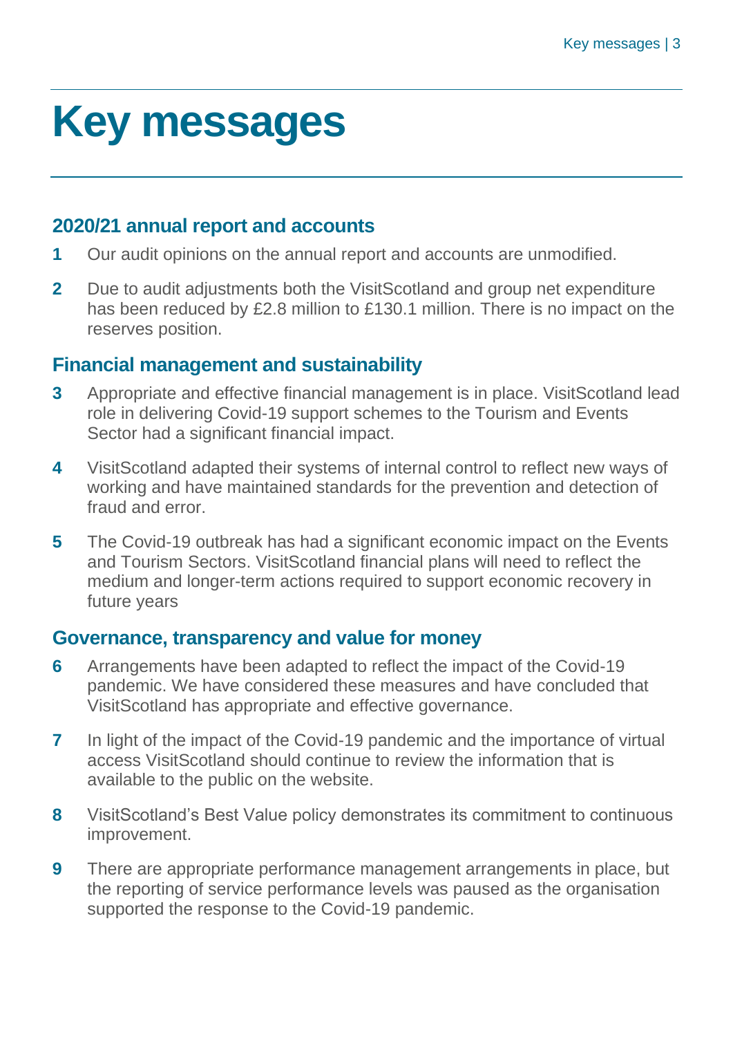# Key messages

## 2020/21 annual report and accounts

1. Our audit opinions on the annual report and accounts are unmodified.
2. Due to audit adjustments both the VisitScotland and group net expenditure has been reduced by £2.8 million to £130.1 million. There is no impact on the reserves position.

## Financial management and sustainability

3. Appropriate and effective financial management is in place. VisitScotland lead role in delivering Covid-19 support schemes to the Tourism and Events Sector had a significant financial impact.
4. VisitScotland adapted their systems of internal control to reflect new ways of working and have maintained standards for the prevention and detection of fraud and error.
5. The Covid-19 outbreak has had a significant economic impact on the Events and Tourism Sectors. VisitScotland financial plans will need to reflect the medium and longer-term actions required to support economic recovery in future years

## Governance, transparency and value for money

6. Arrangements have been adapted to reflect the impact of the Covid-19 pandemic. We have considered these measures and have concluded that VisitScotland has appropriate and effective governance.
7. In light of the impact of the Covid-19 pandemic and the importance of virtual access VisitScotland should continue to review the information that is available to the public on the website.
8. VisitScotland's Best Value policy demonstrates its commitment to continuous improvement.
9. There are appropriate performance management arrangements in place, but the reporting of service performance levels was paused as the organisation supported the response to the Covid-19 pandemic.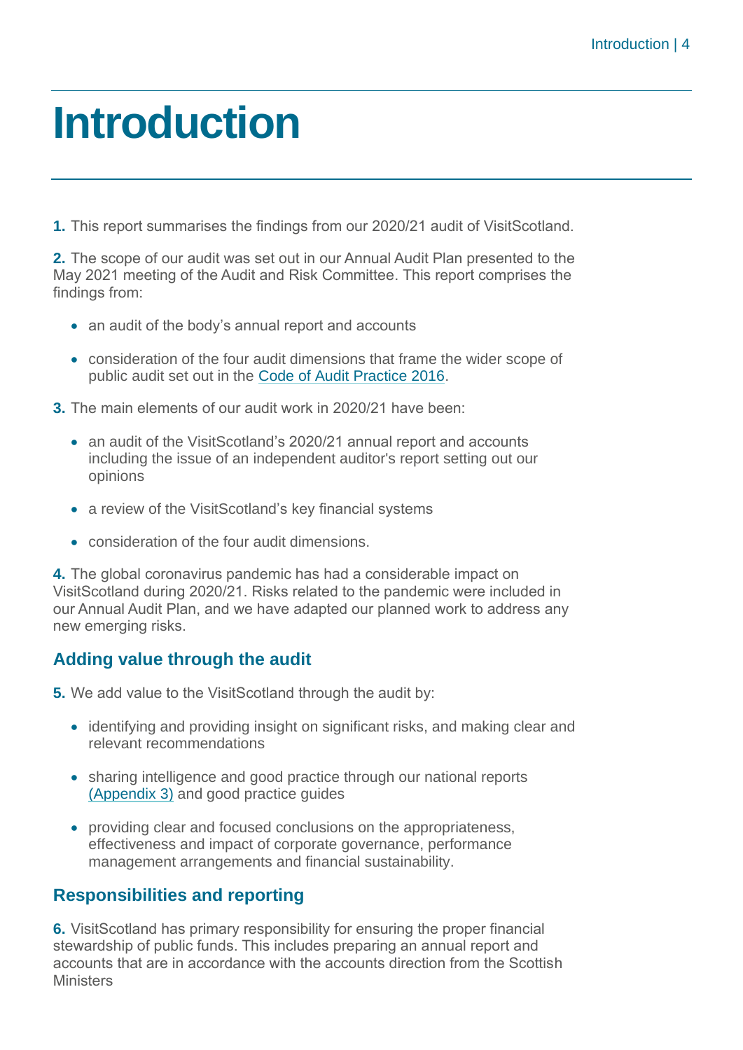# Introduction

**1.** This report summarises the findings from our 2020/21 audit of VisitScotland.

**2.** The scope of our audit was set out in our Annual Audit Plan presented to the May 2021 meeting of the Audit and Risk Committee. This report comprises the findings from:

- an audit of the body's annual report and accounts
- consideration of the four audit dimensions that frame the wider scope of public audit set out in the Code of Audit Practice 2016.

**3.** The main elements of our audit work in 2020/21 have been:

- an audit of the VisitScotland's 2020/21 annual report and accounts including the issue of an independent auditor's report setting out our opinions
- a review of the VisitScotland's key financial systems
- consideration of the four audit dimensions.

**4.** The global coronavirus pandemic has had a considerable impact on VisitScotland during 2020/21. Risks related to the pandemic were included in our Annual Audit Plan, and we have adapted our planned work to address any new emerging risks.

## Adding value through the audit

**5.** We add value to the VisitScotland through the audit by:

- identifying and providing insight on significant risks, and making clear and relevant recommendations
- sharing intelligence and good practice through our national reports (Appendix 3) and good practice guides
- providing clear and focused conclusions on the appropriateness, effectiveness and impact of corporate governance, performance management arrangements and financial sustainability.

## Responsibilities and reporting

**6.** VisitScotland has primary responsibility for ensuring the proper financial stewardship of public funds. This includes preparing an annual report and accounts that are in accordance with the accounts direction from the Scottish Ministers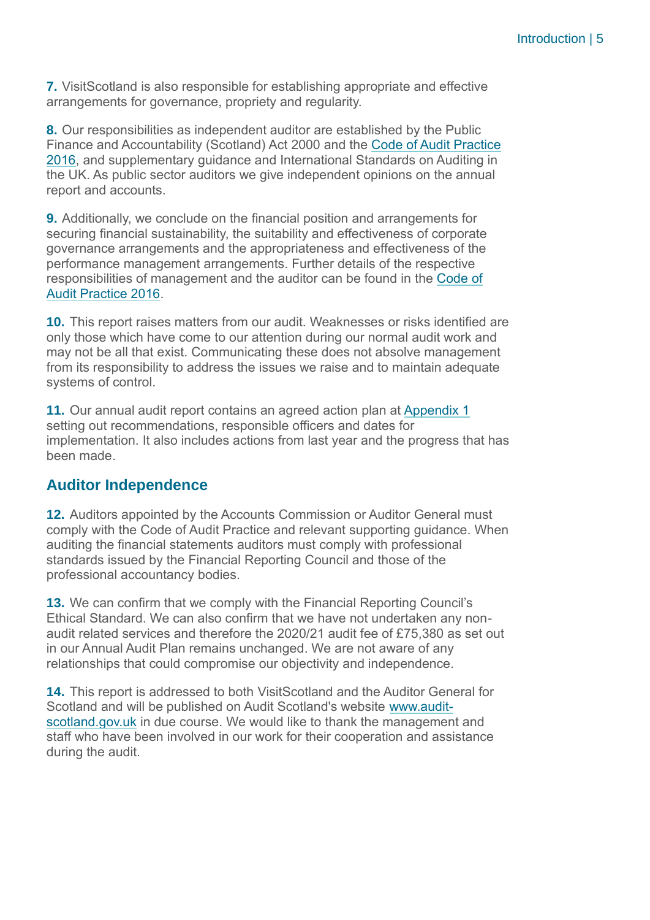**7.** VisitScotland is also responsible for establishing appropriate and effective arrangements for governance, propriety and regularity.

**8.** Our responsibilities as independent auditor are established by the Public Finance and Accountability (Scotland) Act 2000 and the Code of Audit Practice 2016, and supplementary guidance and International Standards on Auditing in the UK. As public sector auditors we give independent opinions on the annual report and accounts.

**9.** Additionally, we conclude on the financial position and arrangements for securing financial sustainability, the suitability and effectiveness of corporate governance arrangements and the appropriateness and effectiveness of the performance management arrangements. Further details of the respective responsibilities of management and the auditor can be found in the Code of Audit Practice 2016.

**10.** This report raises matters from our audit. Weaknesses or risks identified are only those which have come to our attention during our normal audit work and may not be all that exist. Communicating these does not absolve management from its responsibility to address the issues we raise and to maintain adequate systems of control.

**11.** Our annual audit report contains an agreed action plan at Appendix 1 setting out recommendations, responsible officers and dates for implementation. It also includes actions from last year and the progress that has been made.

## Auditor Independence

**12.** Auditors appointed by the Accounts Commission or Auditor General must comply with the Code of Audit Practice and relevant supporting guidance. When auditing the financial statements auditors must comply with professional standards issued by the Financial Reporting Council and those of the professional accountancy bodies.

**13.** We can confirm that we comply with the Financial Reporting Council's Ethical Standard. We can also confirm that we have not undertaken any non-audit related services and therefore the 2020/21 audit fee of £75,380 as set out in our Annual Audit Plan remains unchanged. We are not aware of any relationships that could compromise our objectivity and independence.

**14.** This report is addressed to both VisitScotland and the Auditor General for Scotland and will be published on Audit Scotland's website www.audit-scotland.gov.uk in due course. We would like to thank the management and staff who have been involved in our work for their cooperation and assistance during the audit.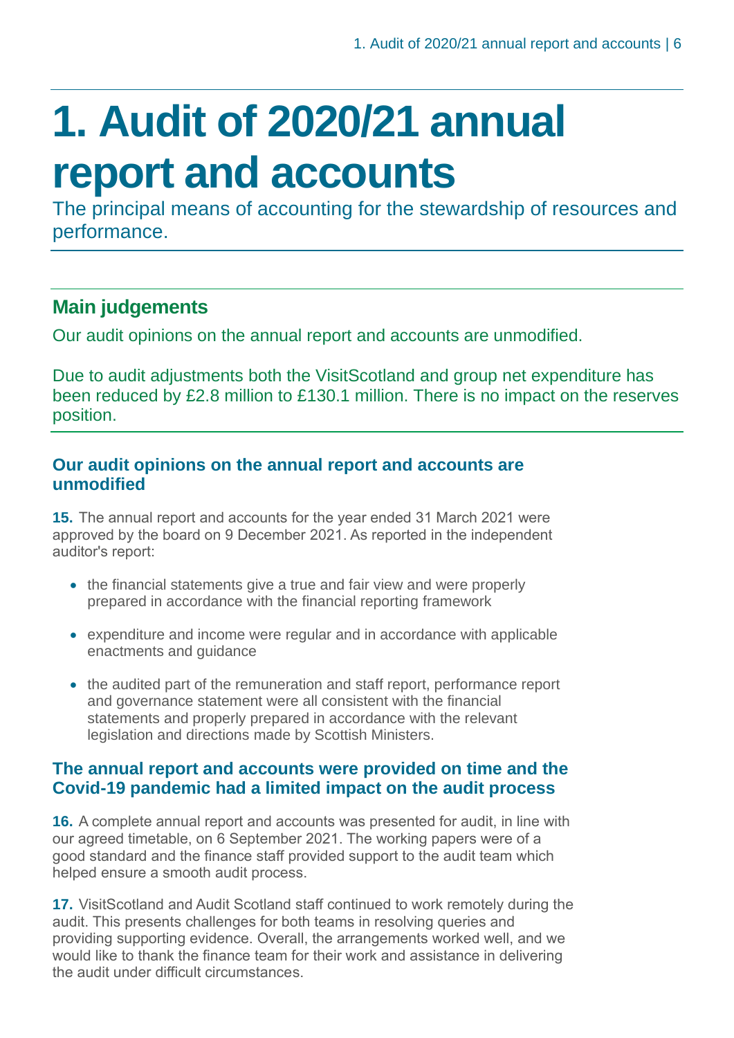# 1. Audit of 2020/21 annual report and accounts

The principal means of accounting for the stewardship of resources and performance.

## Main judgements

Our audit opinions on the annual report and accounts are unmodified.

Due to audit adjustments both the VisitScotland and group net expenditure has been reduced by £2.8 million to £130.1 million. There is no impact on the reserves position.

### Our audit opinions on the annual report and accounts are unmodified

**15.** The annual report and accounts for the year ended 31 March 2021 were approved by the board on 9 December 2021. As reported in the independent auditor's report:

- the financial statements give a true and fair view and were properly prepared in accordance with the financial reporting framework
- expenditure and income were regular and in accordance with applicable enactments and guidance
- the audited part of the remuneration and staff report, performance report and governance statement were all consistent with the financial statements and properly prepared in accordance with the relevant legislation and directions made by Scottish Ministers.

### The annual report and accounts were provided on time and the Covid-19 pandemic had a limited impact on the audit process

**16.** A complete annual report and accounts was presented for audit, in line with our agreed timetable, on 6 September 2021. The working papers were of a good standard and the finance staff provided support to the audit team which helped ensure a smooth audit process.

**17.** VisitScotland and Audit Scotland staff continued to work remotely during the audit. This presents challenges for both teams in resolving queries and providing supporting evidence. Overall, the arrangements worked well, and we would like to thank the finance team for their work and assistance in delivering the audit under difficult circumstances.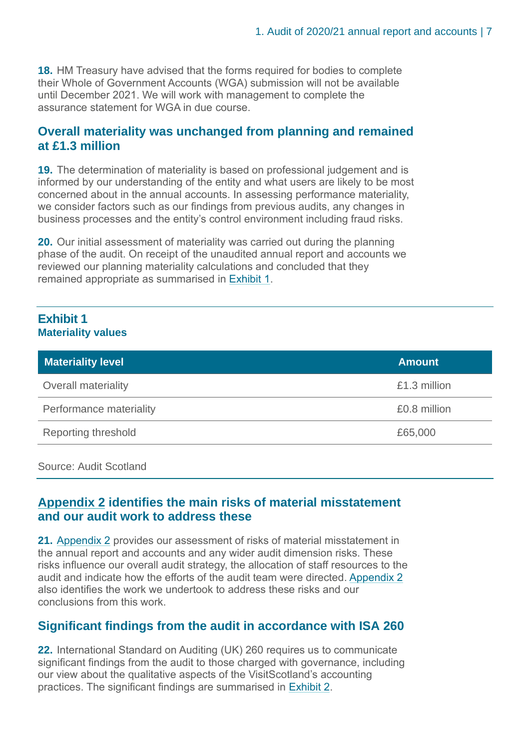**18.** HM Treasury have advised that the forms required for bodies to complete their Whole of Government Accounts (WGA) submission will not be available until December 2021. We will work with management to complete the assurance statement for WGA in due course.

## Overall materiality was unchanged from planning and remained at £1.3 million

**19.** The determination of materiality is based on professional judgement and is informed by our understanding of the entity and what users are likely to be most concerned about in the annual accounts. In assessing performance materiality, we consider factors such as our findings from previous audits, any changes in business processes and the entity's control environment including fraud risks.

**20.** Our initial assessment of materiality was carried out during the planning phase of the audit. On receipt of the unaudited annual report and accounts we reviewed our planning materiality calculations and concluded that they remained appropriate as summarised in Exhibit 1.

**Exhibit 1**
**Materiality values**

| Materiality level | Amount |
|---|---|
| Overall materiality | £1.3 million |
| Performance materiality | £0.8 million |
| Reporting threshold | £65,000 |

Source: Audit Scotland

## Appendix 2 identifies the main risks of material misstatement and our audit work to address these

**21.** Appendix 2 provides our assessment of risks of material misstatement in the annual report and accounts and any wider audit dimension risks. These risks influence our overall audit strategy, the allocation of staff resources to the audit and indicate how the efforts of the audit team were directed. Appendix 2 also identifies the work we undertook to address these risks and our conclusions from this work.

## Significant findings from the audit in accordance with ISA 260

**22.** International Standard on Auditing (UK) 260 requires us to communicate significant findings from the audit to those charged with governance, including our view about the qualitative aspects of the VisitScotland's accounting practices. The significant findings are summarised in Exhibit 2.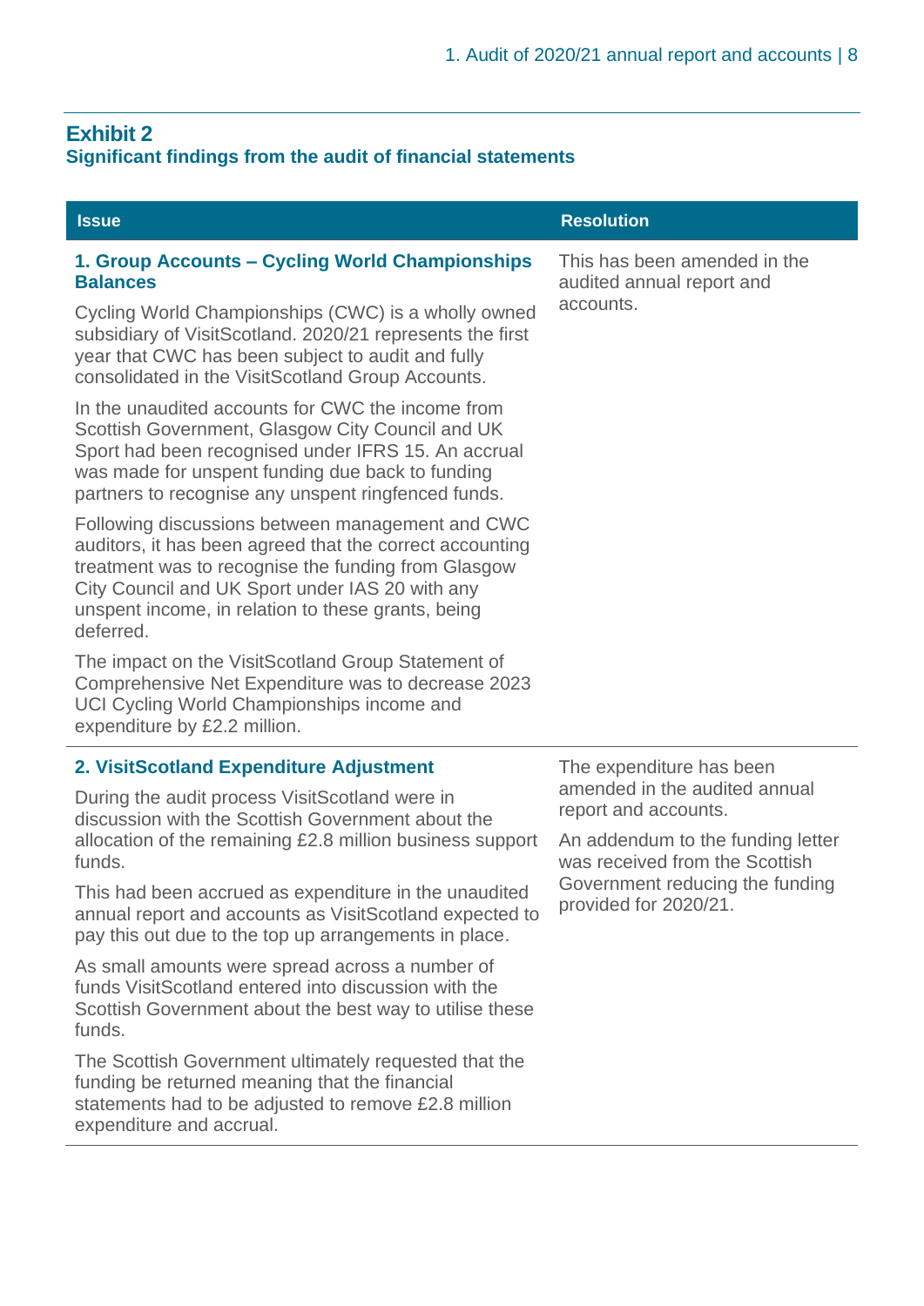## Exhibit 2
### Significant findings from the audit of financial statements

| Issue | Resolution |
| --- | --- |
| **1. Group Accounts – Cycling World Championships Balances**<br><br>Cycling World Championships (CWC) is a wholly owned subsidiary of VisitScotland. 2020/21 represents the first year that CWC has been subject to audit and fully consolidated in the VisitScotland Group Accounts.<br><br>In the unaudited accounts for CWC the income from Scottish Government, Glasgow City Council and UK Sport had been recognised under IFRS 15. An accrual was made for unspent funding due back to funding partners to recognise any unspent ringfenced funds.<br><br>Following discussions between management and CWC auditors, it has been agreed that the correct accounting treatment was to recognise the funding from Glasgow City Council and UK Sport under IAS 20 with any unspent income, in relation to these grants, being deferred.<br><br>The impact on the VisitScotland Group Statement of Comprehensive Net Expenditure was to decrease 2023 UCI Cycling World Championships income and expenditure by £2.2 million. | This has been amended in the audited annual report and accounts. |
| **2. VisitScotland Expenditure Adjustment**<br><br>During the audit process VisitScotland were in discussion with the Scottish Government about the allocation of the remaining £2.8 million business support funds.<br><br>This had been accrued as expenditure in the unaudited annual report and accounts as VisitScotland expected to pay this out due to the top up arrangements in place.<br><br>As small amounts were spread across a number of funds VisitScotland entered into discussion with the Scottish Government about the best way to utilise these funds.<br><br>The Scottish Government ultimately requested that the funding be returned meaning that the financial statements had to be adjusted to remove £2.8 million expenditure and accrual. | The expenditure has been amended in the audited annual report and accounts.<br><br>An addendum to the funding letter was received from the Scottish Government reducing the funding provided for 2020/21. |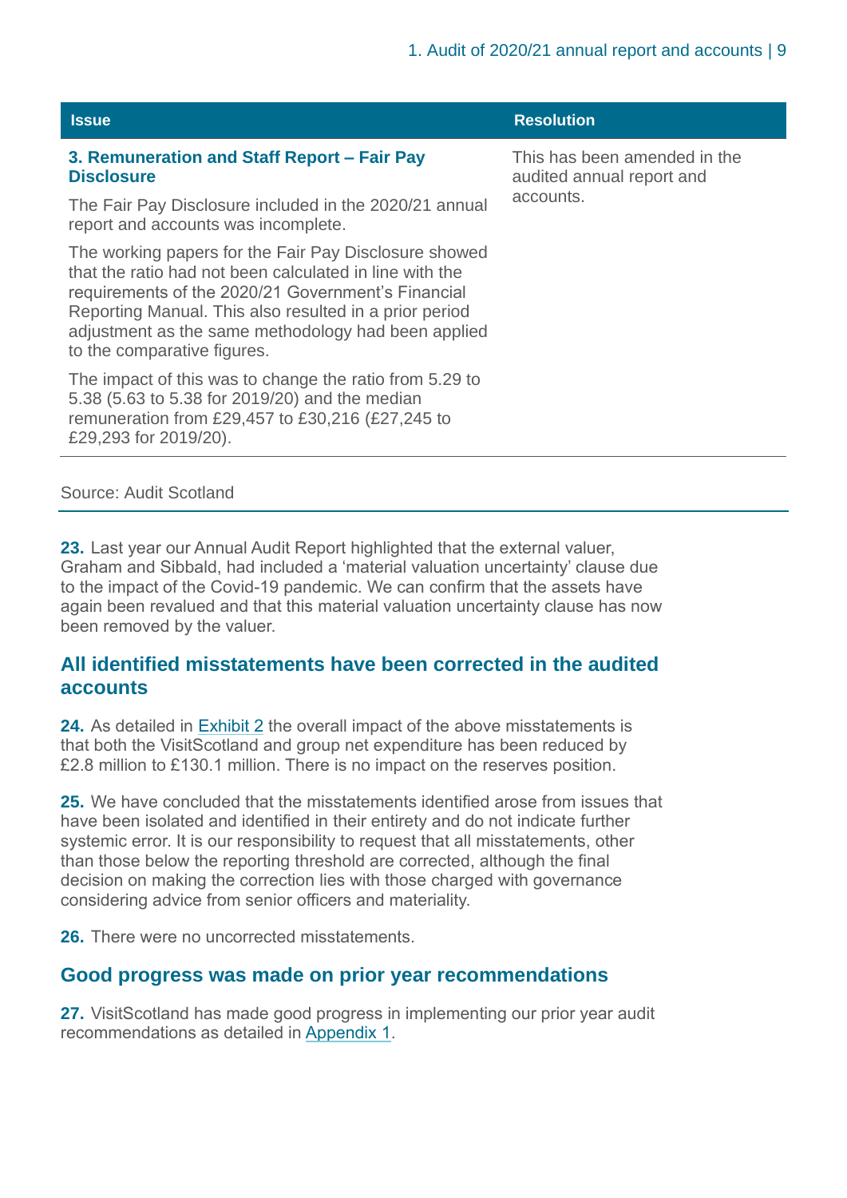| Issue | Resolution |
| --- | --- |
| **3. Remuneration and Staff Report – Fair Pay Disclosure**<br><br>The Fair Pay Disclosure included in the 2020/21 annual report and accounts was incomplete.<br><br>The working papers for the Fair Pay Disclosure showed that the ratio had not been calculated in line with the requirements of the 2020/21 Government's Financial Reporting Manual. This also resulted in a prior period adjustment as the same methodology had been applied to the comparative figures.<br><br>The impact of this was to change the ratio from 5.29 to 5.38 (5.63 to 5.38 for 2019/20) and the median remuneration from £29,457 to £30,216 (£27,245 to £29,293 for 2019/20). | This has been amended in the audited annual report and accounts. |

Source: Audit Scotland

**23.** Last year our Annual Audit Report highlighted that the external valuer, Graham and Sibbald, had included a 'material valuation uncertainty' clause due to the impact of the Covid-19 pandemic. We can confirm that the assets have again been revalued and that this material valuation uncertainty clause has now been removed by the valuer.

## All identified misstatements have been corrected in the audited accounts

**24.** As detailed in Exhibit 2 the overall impact of the above misstatements is that both the VisitScotland and group net expenditure has been reduced by £2.8 million to £130.1 million. There is no impact on the reserves position.

**25.** We have concluded that the misstatements identified arose from issues that have been isolated and identified in their entirety and do not indicate further systemic error. It is our responsibility to request that all misstatements, other than those below the reporting threshold are corrected, although the final decision on making the correction lies with those charged with governance considering advice from senior officers and materiality.

**26.** There were no uncorrected misstatements.

## Good progress was made on prior year recommendations

**27.** VisitScotland has made good progress in implementing our prior year audit recommendations as detailed in Appendix 1.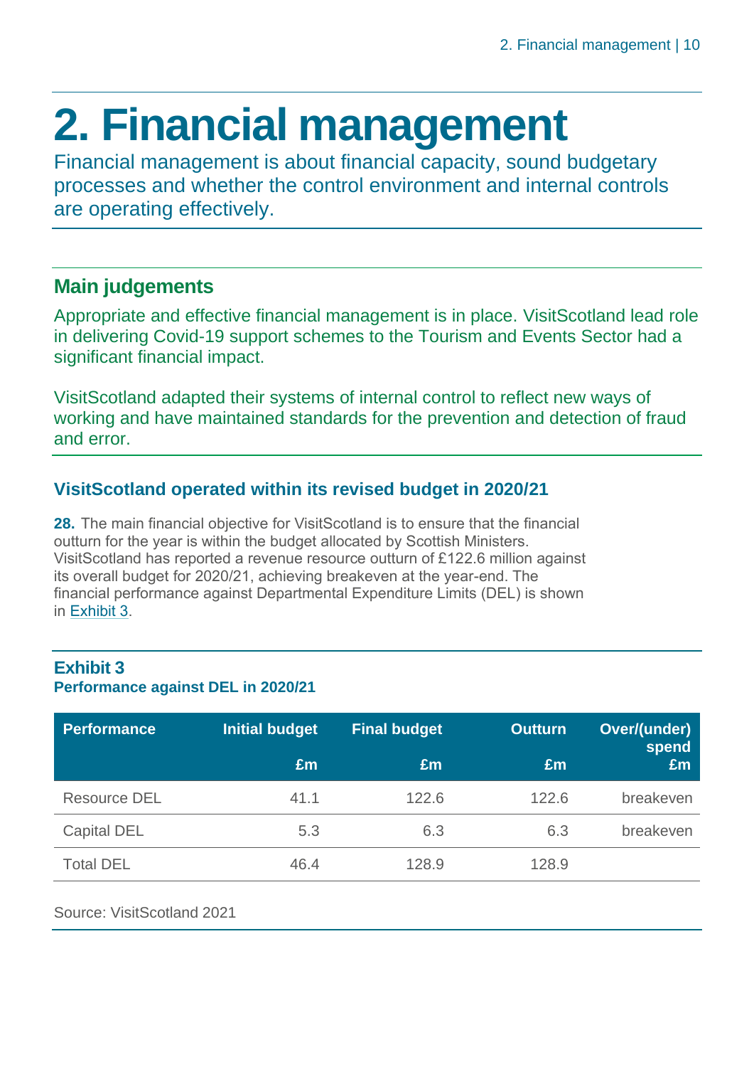# 2. Financial management

Financial management is about financial capacity, sound budgetary processes and whether the control environment and internal controls are operating effectively.

## Main judgements

Appropriate and effective financial management is in place. VisitScotland lead role in delivering Covid-19 support schemes to the Tourism and Events Sector had a significant financial impact.

VisitScotland adapted their systems of internal control to reflect new ways of working and have maintained standards for the prevention and detection of fraud and error.

### VisitScotland operated within its revised budget in 2020/21

**28.** The main financial objective for VisitScotland is to ensure that the financial outturn for the year is within the budget allocated by Scottish Ministers. VisitScotland has reported a revenue resource outturn of £122.6 million against its overall budget for 2020/21, achieving breakeven at the year-end. The financial performance against Departmental Expenditure Limits (DEL) is shown in Exhibit 3.

**Exhibit 3**
**Performance against DEL in 2020/21**

| Performance | Initial budget £m | Final budget £m | Outturn £m | Over/(under) spend £m |
|---|---|---|---|---|
| Resource DEL | 41.1 | 122.6 | 122.6 | breakeven |
| Capital DEL | 5.3 | 6.3 | 6.3 | breakeven |
| Total DEL | 46.4 | 128.9 | 128.9 | |

Source: VisitScotland 2021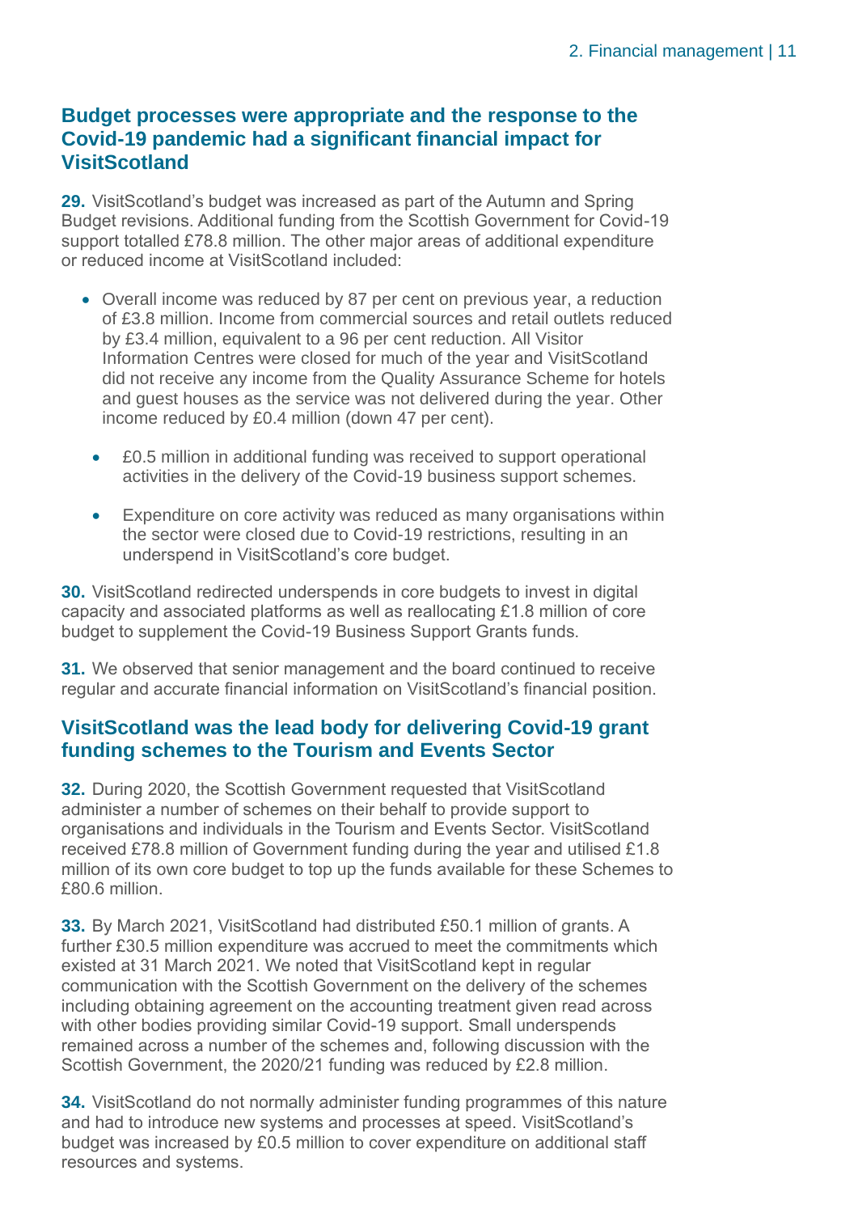## Budget processes were appropriate and the response to the Covid-19 pandemic had a significant financial impact for VisitScotland

**29.** VisitScotland's budget was increased as part of the Autumn and Spring Budget revisions. Additional funding from the Scottish Government for Covid-19 support totalled £78.8 million. The other major areas of additional expenditure or reduced income at VisitScotland included:

- Overall income was reduced by 87 per cent on previous year, a reduction of £3.8 million. Income from commercial sources and retail outlets reduced by £3.4 million, equivalent to a 96 per cent reduction. All Visitor Information Centres were closed for much of the year and VisitScotland did not receive any income from the Quality Assurance Scheme for hotels and guest houses as the service was not delivered during the year. Other income reduced by £0.4 million (down 47 per cent).
- £0.5 million in additional funding was received to support operational activities in the delivery of the Covid-19 business support schemes.
- Expenditure on core activity was reduced as many organisations within the sector were closed due to Covid-19 restrictions, resulting in an underspend in VisitScotland's core budget.

**30.** VisitScotland redirected underspends in core budgets to invest in digital capacity and associated platforms as well as reallocating £1.8 million of core budget to supplement the Covid-19 Business Support Grants funds.

**31.** We observed that senior management and the board continued to receive regular and accurate financial information on VisitScotland's financial position.

## VisitScotland was the lead body for delivering Covid-19 grant funding schemes to the Tourism and Events Sector

**32.** During 2020, the Scottish Government requested that VisitScotland administer a number of schemes on their behalf to provide support to organisations and individuals in the Tourism and Events Sector. VisitScotland received £78.8 million of Government funding during the year and utilised £1.8 million of its own core budget to top up the funds available for these Schemes to £80.6 million.

**33.** By March 2021, VisitScotland had distributed £50.1 million of grants. A further £30.5 million expenditure was accrued to meet the commitments which existed at 31 March 2021. We noted that VisitScotland kept in regular communication with the Scottish Government on the delivery of the schemes including obtaining agreement on the accounting treatment given read across with other bodies providing similar Covid-19 support. Small underspends remained across a number of the schemes and, following discussion with the Scottish Government, the 2020/21 funding was reduced by £2.8 million.

**34.** VisitScotland do not normally administer funding programmes of this nature and had to introduce new systems and processes at speed. VisitScotland's budget was increased by £0.5 million to cover expenditure on additional staff resources and systems.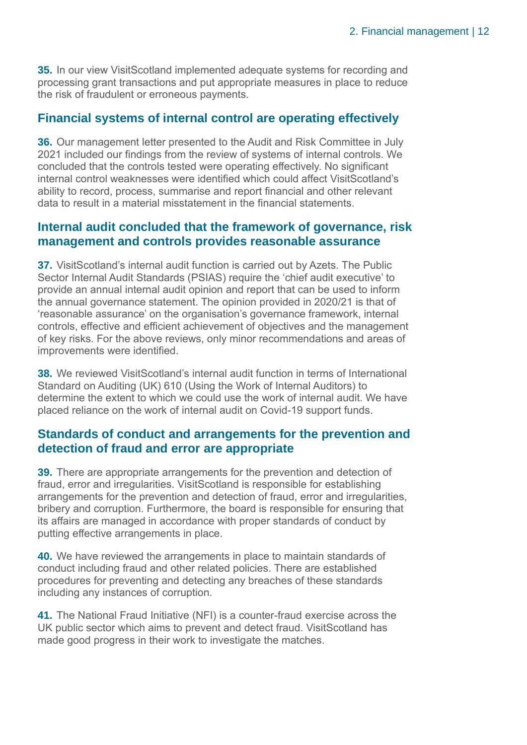**35.** In our view VisitScotland implemented adequate systems for recording and processing grant transactions and put appropriate measures in place to reduce the risk of fraudulent or erroneous payments.

## Financial systems of internal control are operating effectively

**36.** Our management letter presented to the Audit and Risk Committee in July 2021 included our findings from the review of systems of internal controls. We concluded that the controls tested were operating effectively. No significant internal control weaknesses were identified which could affect VisitScotland's ability to record, process, summarise and report financial and other relevant data to result in a material misstatement in the financial statements.

## Internal audit concluded that the framework of governance, risk management and controls provides reasonable assurance

**37.** VisitScotland's internal audit function is carried out by Azets. The Public Sector Internal Audit Standards (PSIAS) require the 'chief audit executive' to provide an annual internal audit opinion and report that can be used to inform the annual governance statement. The opinion provided in 2020/21 is that of 'reasonable assurance' on the organisation's governance framework, internal controls, effective and efficient achievement of objectives and the management of key risks. For the above reviews, only minor recommendations and areas of improvements were identified.

**38.** We reviewed VisitScotland's internal audit function in terms of International Standard on Auditing (UK) 610 (Using the Work of Internal Auditors) to determine the extent to which we could use the work of internal audit. We have placed reliance on the work of internal audit on Covid-19 support funds.

## Standards of conduct and arrangements for the prevention and detection of fraud and error are appropriate

**39.** There are appropriate arrangements for the prevention and detection of fraud, error and irregularities. VisitScotland is responsible for establishing arrangements for the prevention and detection of fraud, error and irregularities, bribery and corruption. Furthermore, the board is responsible for ensuring that its affairs are managed in accordance with proper standards of conduct by putting effective arrangements in place.

**40.** We have reviewed the arrangements in place to maintain standards of conduct including fraud and other related policies. There are established procedures for preventing and detecting any breaches of these standards including any instances of corruption.

**41.** The National Fraud Initiative (NFI) is a counter-fraud exercise across the UK public sector which aims to prevent and detect fraud. VisitScotland has made good progress in their work to investigate the matches.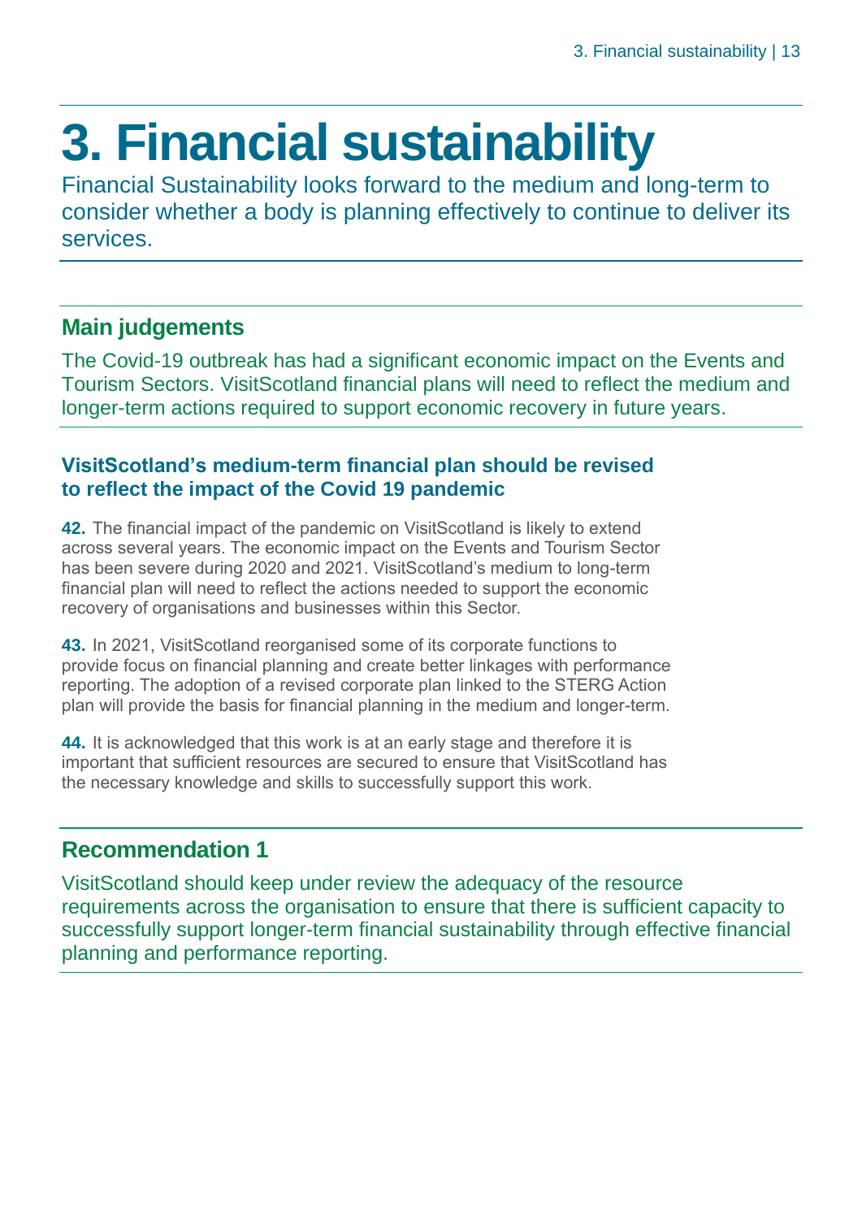# 3. Financial sustainability

Financial Sustainability looks forward to the medium and long-term to consider whether a body is planning effectively to continue to deliver its services.

## Main judgements

The Covid-19 outbreak has had a significant economic impact on the Events and Tourism Sectors. VisitScotland financial plans will need to reflect the medium and longer-term actions required to support economic recovery in future years.

### VisitScotland's medium-term financial plan should be revised to reflect the impact of the Covid 19 pandemic

**42.** The financial impact of the pandemic on VisitScotland is likely to extend across several years. The economic impact on the Events and Tourism Sector has been severe during 2020 and 2021. VisitScotland's medium to long-term financial plan will need to reflect the actions needed to support the economic recovery of organisations and businesses within this Sector.

**43.** In 2021, VisitScotland reorganised some of its corporate functions to provide focus on financial planning and create better linkages with performance reporting. The adoption of a revised corporate plan linked to the STERG Action plan will provide the basis for financial planning in the medium and longer-term.

**44.** It is acknowledged that this work is at an early stage and therefore it is important that sufficient resources are secured to ensure that VisitScotland has the necessary knowledge and skills to successfully support this work.

## Recommendation 1

VisitScotland should keep under review the adequacy of the resource requirements across the organisation to ensure that there is sufficient capacity to successfully support longer-term financial sustainability through effective financial planning and performance reporting.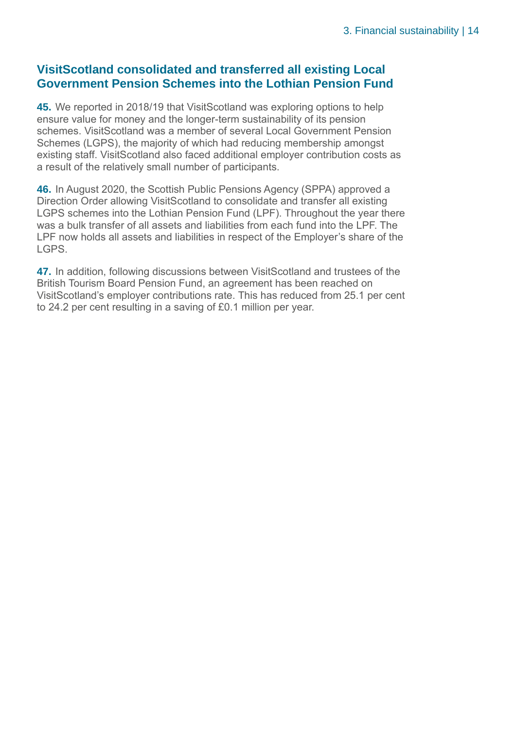## VisitScotland consolidated and transferred all existing Local Government Pension Schemes into the Lothian Pension Fund

**45.** We reported in 2018/19 that VisitScotland was exploring options to help ensure value for money and the longer-term sustainability of its pension schemes. VisitScotland was a member of several Local Government Pension Schemes (LGPS), the majority of which had reducing membership amongst existing staff. VisitScotland also faced additional employer contribution costs as a result of the relatively small number of participants.

**46.** In August 2020, the Scottish Public Pensions Agency (SPPA) approved a Direction Order allowing VisitScotland to consolidate and transfer all existing LGPS schemes into the Lothian Pension Fund (LPF). Throughout the year there was a bulk transfer of all assets and liabilities from each fund into the LPF. The LPF now holds all assets and liabilities in respect of the Employer's share of the LGPS.

**47.** In addition, following discussions between VisitScotland and trustees of the British Tourism Board Pension Fund, an agreement has been reached on VisitScotland's employer contributions rate. This has reduced from 25.1 per cent to 24.2 per cent resulting in a saving of £0.1 million per year.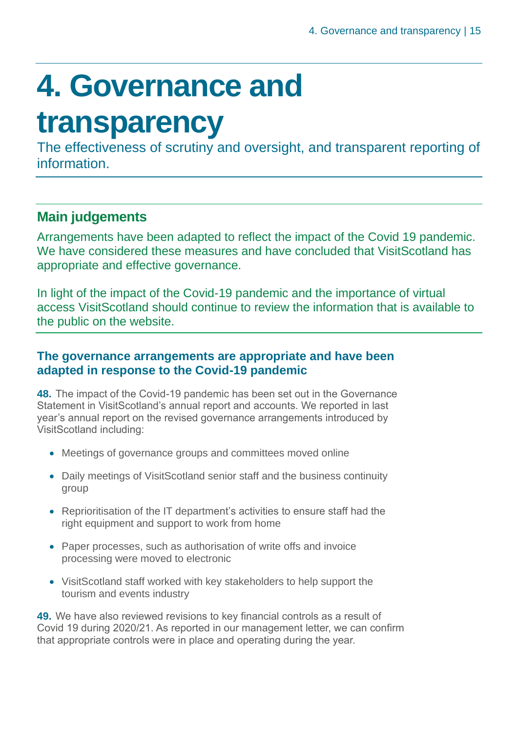# 4. Governance and transparency

The effectiveness of scrutiny and oversight, and transparent reporting of information.

## Main judgements

Arrangements have been adapted to reflect the impact of the Covid 19 pandemic. We have considered these measures and have concluded that VisitScotland has appropriate and effective governance.

In light of the impact of the Covid-19 pandemic and the importance of virtual access VisitScotland should continue to review the information that is available to the public on the website.

### The governance arrangements are appropriate and have been adapted in response to the Covid-19 pandemic

**48.** The impact of the Covid-19 pandemic has been set out in the Governance Statement in VisitScotland's annual report and accounts. We reported in last year's annual report on the revised governance arrangements introduced by VisitScotland including:

- Meetings of governance groups and committees moved online
- Daily meetings of VisitScotland senior staff and the business continuity group
- Reprioritisation of the IT department's activities to ensure staff had the right equipment and support to work from home
- Paper processes, such as authorisation of write offs and invoice processing were moved to electronic
- VisitScotland staff worked with key stakeholders to help support the tourism and events industry

**49.** We have also reviewed revisions to key financial controls as a result of Covid 19 during 2020/21. As reported in our management letter, we can confirm that appropriate controls were in place and operating during the year.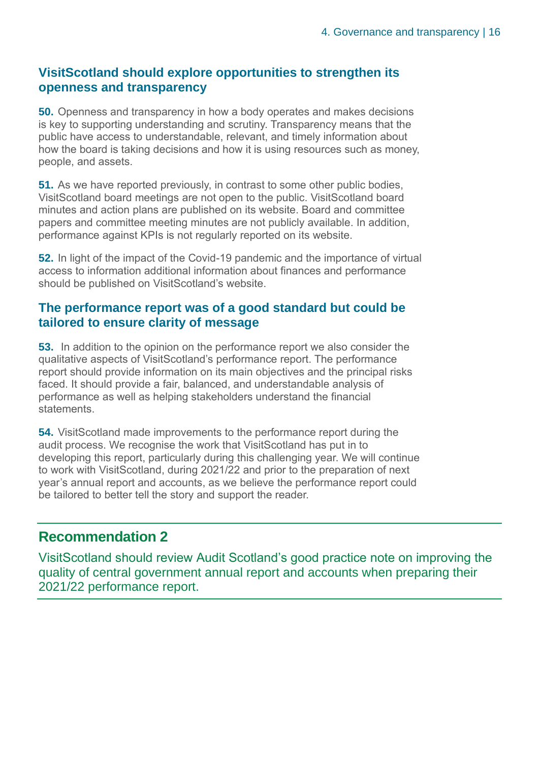## VisitScotland should explore opportunities to strengthen its openness and transparency

**50.** Openness and transparency in how a body operates and makes decisions is key to supporting understanding and scrutiny. Transparency means that the public have access to understandable, relevant, and timely information about how the board is taking decisions and how it is using resources such as money, people, and assets.

**51.** As we have reported previously, in contrast to some other public bodies, VisitScotland board meetings are not open to the public. VisitScotland board minutes and action plans are published on its website. Board and committee papers and committee meeting minutes are not publicly available. In addition, performance against KPIs is not regularly reported on its website.

**52.** In light of the impact of the Covid-19 pandemic and the importance of virtual access to information additional information about finances and performance should be published on VisitScotland's website.

## The performance report was of a good standard but could be tailored to ensure clarity of message

**53.** In addition to the opinion on the performance report we also consider the qualitative aspects of VisitScotland's performance report. The performance report should provide information on its main objectives and the principal risks faced. It should provide a fair, balanced, and understandable analysis of performance as well as helping stakeholders understand the financial statements.

**54.** VisitScotland made improvements to the performance report during the audit process. We recognise the work that VisitScotland has put in to developing this report, particularly during this challenging year. We will continue to work with VisitScotland, during 2021/22 and prior to the preparation of next year's annual report and accounts, as we believe the performance report could be tailored to better tell the story and support the reader.

## Recommendation 2

VisitScotland should review Audit Scotland's good practice note on improving the quality of central government annual report and accounts when preparing their 2021/22 performance report.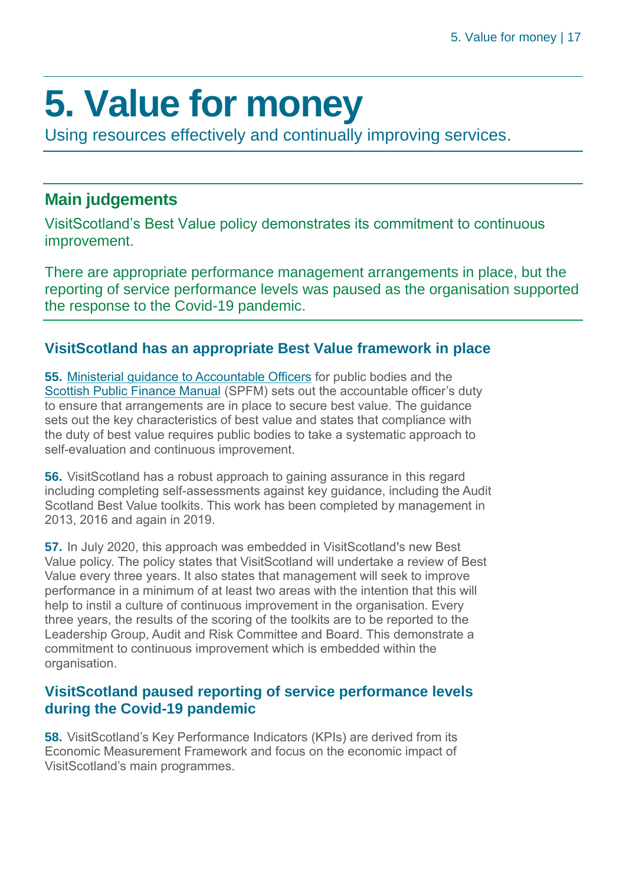# 5. Value for money

Using resources effectively and continually improving services.

## Main judgements

VisitScotland's Best Value policy demonstrates its commitment to continuous improvement.

There are appropriate performance management arrangements in place, but the reporting of service performance levels was paused as the organisation supported the response to the Covid-19 pandemic.

### VisitScotland has an appropriate Best Value framework in place

**55.** Ministerial guidance to Accountable Officers for public bodies and the Scottish Public Finance Manual (SPFM) sets out the accountable officer's duty to ensure that arrangements are in place to secure best value. The guidance sets out the key characteristics of best value and states that compliance with the duty of best value requires public bodies to take a systematic approach to self-evaluation and continuous improvement.

**56.** VisitScotland has a robust approach to gaining assurance in this regard including completing self-assessments against key guidance, including the Audit Scotland Best Value toolkits. This work has been completed by management in 2013, 2016 and again in 2019.

**57.** In July 2020, this approach was embedded in VisitScotland's new Best Value policy. The policy states that VisitScotland will undertake a review of Best Value every three years. It also states that management will seek to improve performance in a minimum of at least two areas with the intention that this will help to instil a culture of continuous improvement in the organisation. Every three years, the results of the scoring of the toolkits are to be reported to the Leadership Group, Audit and Risk Committee and Board. This demonstrate a commitment to continuous improvement which is embedded within the organisation.

### VisitScotland paused reporting of service performance levels during the Covid-19 pandemic

**58.** VisitScotland's Key Performance Indicators (KPIs) are derived from its Economic Measurement Framework and focus on the economic impact of VisitScotland's main programmes.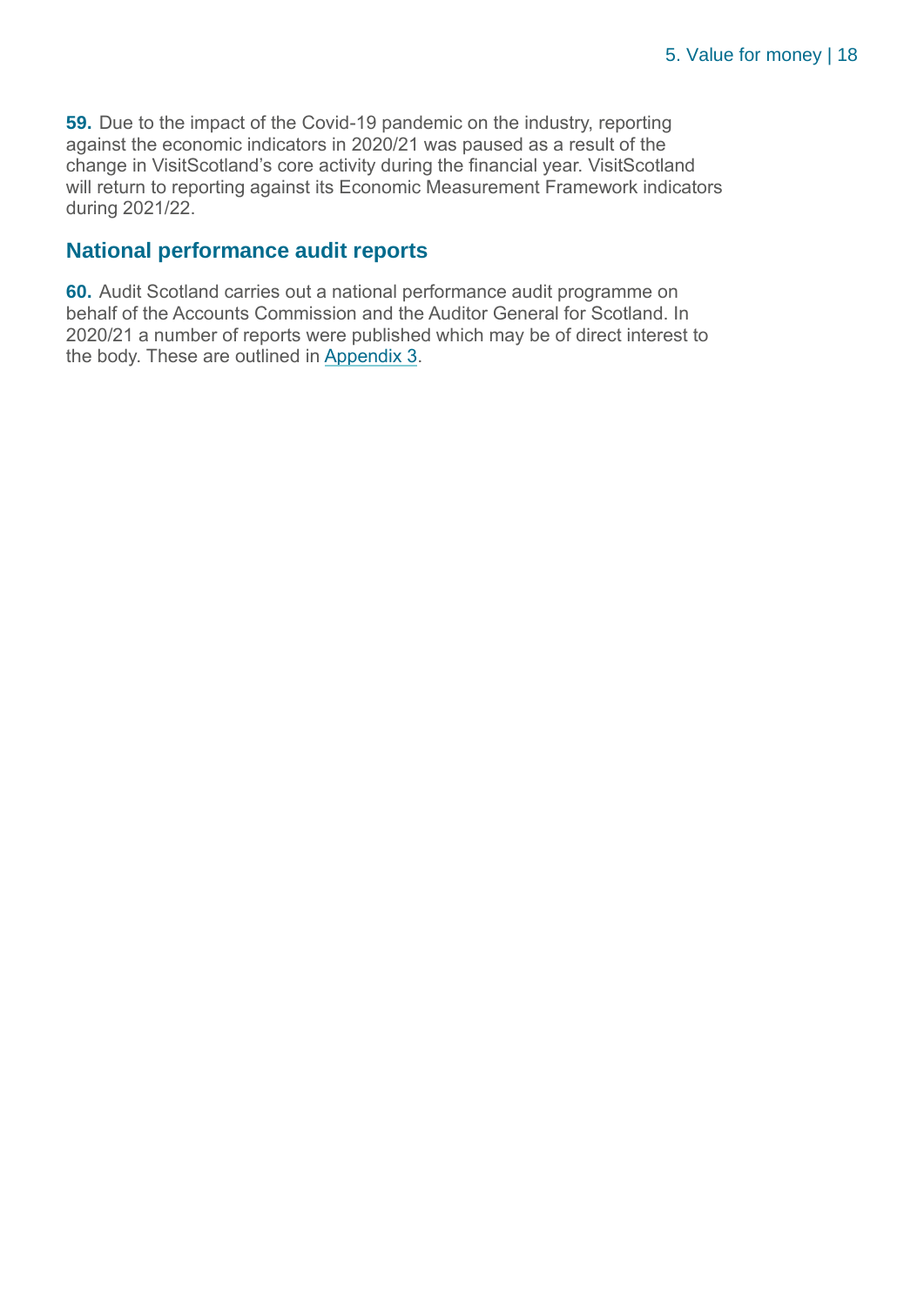**59.** Due to the impact of the Covid-19 pandemic on the industry, reporting against the economic indicators in 2020/21 was paused as a result of the change in VisitScotland's core activity during the financial year. VisitScotland will return to reporting against its Economic Measurement Framework indicators during 2021/22.

## National performance audit reports

**60.** Audit Scotland carries out a national performance audit programme on behalf of the Accounts Commission and the Auditor General for Scotland. In 2020/21 a number of reports were published which may be of direct interest to the body. These are outlined in Appendix 3.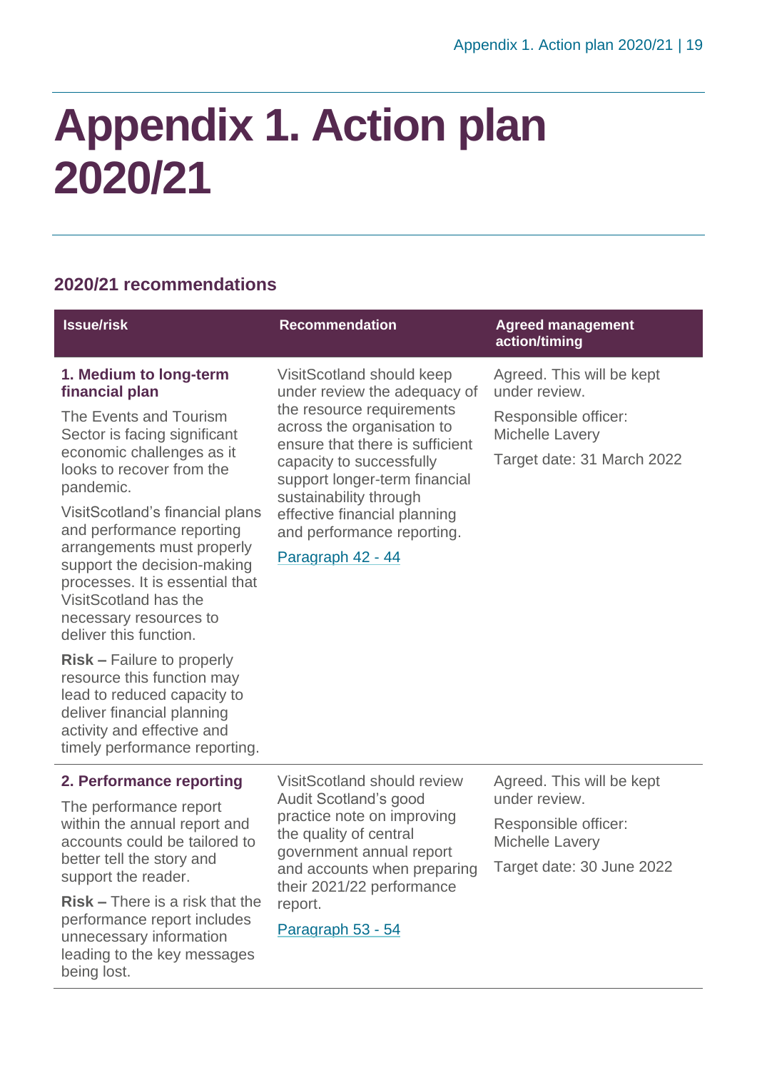# Appendix 1. Action plan 2020/21

## 2020/21 recommendations

| Issue/risk | Recommendation | Agreed management action/timing |
| --- | --- | --- |
| **1. Medium to long-term financial plan**<br><br>The Events and Tourism Sector is facing significant economic challenges as it looks to recover from the pandemic.<br><br>VisitScotland's financial plans and performance reporting arrangements must properly support the decision-making processes. It is essential that VisitScotland has the necessary resources to deliver this function.<br><br>**Risk –** Failure to properly resource this function may lead to reduced capacity to deliver financial planning activity and effective and timely performance reporting. | VisitScotland should keep under review the adequacy of the resource requirements across the organisation to ensure that there is sufficient capacity to successfully support longer-term financial sustainability through effective financial planning and performance reporting.<br><br>Paragraph 42 - 44 | Agreed. This will be kept under review.<br><br>Responsible officer: Michelle Lavery<br><br>Target date: 31 March 2022 |
| **2. Performance reporting**<br><br>The performance report within the annual report and accounts could be tailored to better tell the story and support the reader.<br><br>**Risk –** There is a risk that the performance report includes unnecessary information leading to the key messages being lost. | VisitScotland should review Audit Scotland's good practice note on improving the quality of central government annual report and accounts when preparing their 2021/22 performance report.<br><br>Paragraph 53 - 54 | Agreed. This will be kept under review.<br><br>Responsible officer: Michelle Lavery<br><br>Target date: 30 June 2022 |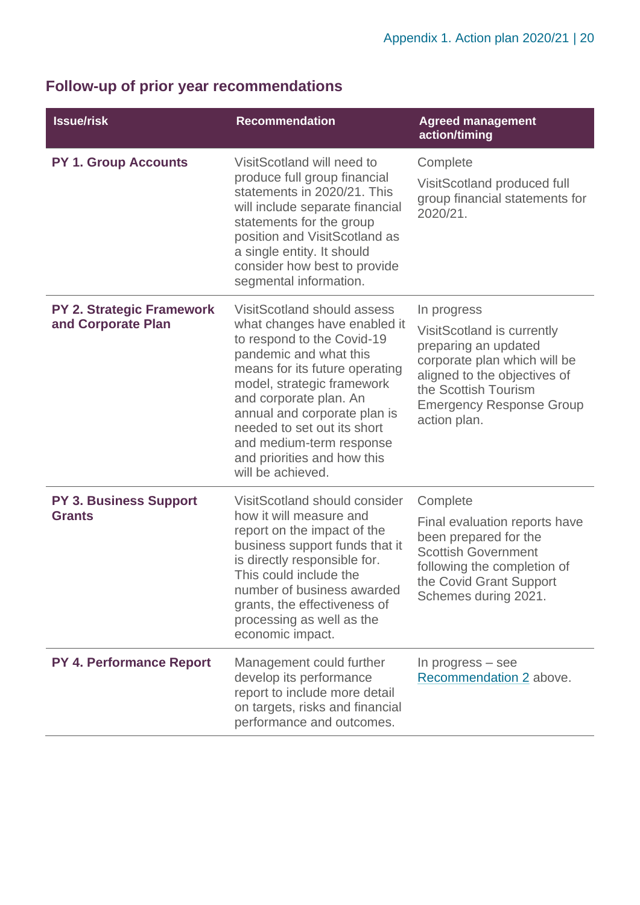## Follow-up of prior year recommendations

| Issue/risk | Recommendation | Agreed management action/timing |
|---|---|---|
| **PY 1. Group Accounts** | VisitScotland will need to produce full group financial statements in 2020/21. This will include separate financial statements for the group position and VisitScotland as a single entity. It should consider how best to provide segmental information. | Complete<br><br>VisitScotland produced full group financial statements for 2020/21. |
| **PY 2. Strategic Framework and Corporate Plan** | VisitScotland should assess what changes have enabled it to respond to the Covid-19 pandemic and what this means for its future operating model, strategic framework and corporate plan. An annual and corporate plan is needed to set out its short and medium-term response and priorities and how this will be achieved. | In progress<br><br>VisitScotland is currently preparing an updated corporate plan which will be aligned to the objectives of the Scottish Tourism Emergency Response Group action plan. |
| **PY 3. Business Support Grants** | VisitScotland should consider how it will measure and report on the impact of the business support funds that it is directly responsible for. This could include the number of business awarded grants, the effectiveness of processing as well as the economic impact. | Complete<br><br>Final evaluation reports have been prepared for the Scottish Government following the completion of the Covid Grant Support Schemes during 2021. |
| **PY 4. Performance Report** | Management could further develop its performance report to include more detail on targets, risks and financial performance and outcomes. | In progress – see Recommendation 2 above. |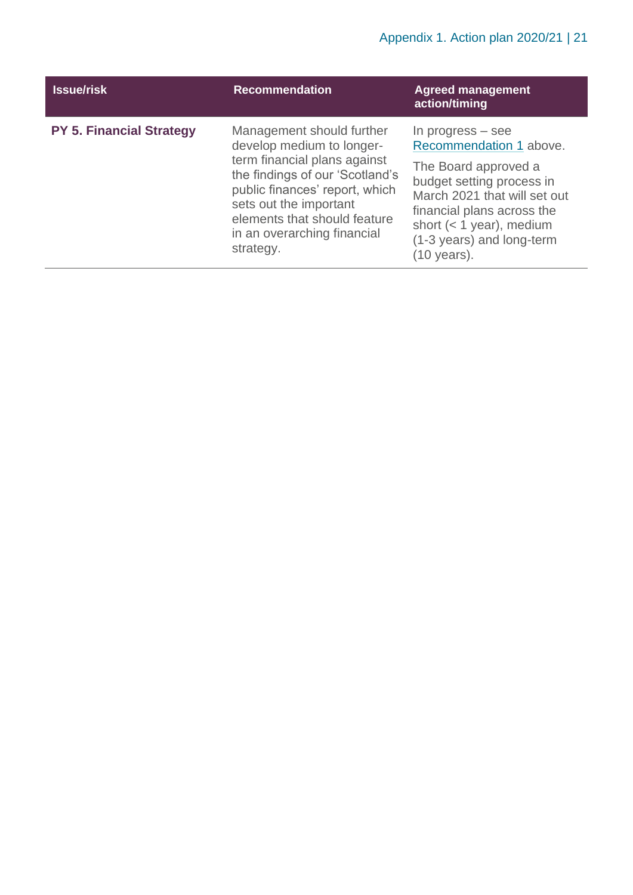| Issue/risk | Recommendation | Agreed management action/timing |
| --- | --- | --- |
| **PY 5. Financial Strategy** | Management should further develop medium to longer-term financial plans against the findings of our 'Scotland's public finances' report, which sets out the important elements that should feature in an overarching financial strategy. | In progress – see Recommendation 1 above.<br><br>The Board approved a budget setting process in March 2021 that will set out financial plans across the short (< 1 year), medium (1-3 years) and long-term (10 years). |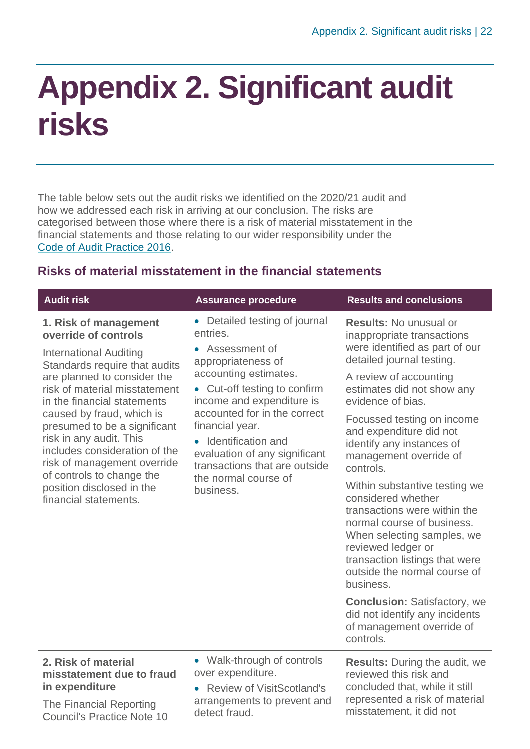# Appendix 2. Significant audit risks

The table below sets out the audit risks we identified on the 2020/21 audit and how we addressed each risk in arriving at our conclusion. The risks are categorised between those where there is a risk of material misstatement in the financial statements and those relating to our wider responsibility under the Code of Audit Practice 2016.

## Risks of material misstatement in the financial statements

| Audit risk | Assurance procedure | Results and conclusions |
|---|---|---|
| **1. Risk of management override of controls**<br><br>International Auditing Standards require that audits are planned to consider the risk of material misstatement in the financial statements caused by fraud, which is presumed to be a significant risk in any audit. This includes consideration of the risk of management override of controls to change the position disclosed in the financial statements. | • Detailed testing of journal entries.<br>• Assessment of appropriateness of accounting estimates.<br>• Cut-off testing to confirm income and expenditure is accounted for in the correct financial year.<br>• Identification and evaluation of any significant transactions that are outside the normal course of business. | **Results:** No unusual or inappropriate transactions were identified as part of our detailed journal testing.<br><br>A review of accounting estimates did not show any evidence of bias.<br><br>Focussed testing on income and expenditure did not identify any instances of management override of controls.<br><br>Within substantive testing we considered whether transactions were within the normal course of business. When selecting samples, we reviewed ledger or transaction listings that were outside the normal course of business.<br><br>**Conclusion:** Satisfactory, we did not identify any incidents of management override of controls. |
| **2. Risk of material misstatement due to fraud in expenditure**<br><br>The Financial Reporting Council's Practice Note 10 | • Walk-through of controls over expenditure.<br>• Review of VisitScotland's arrangements to prevent and detect fraud. | **Results:** During the audit, we reviewed this risk and concluded that, while it still represented a risk of material misstatement, it did not |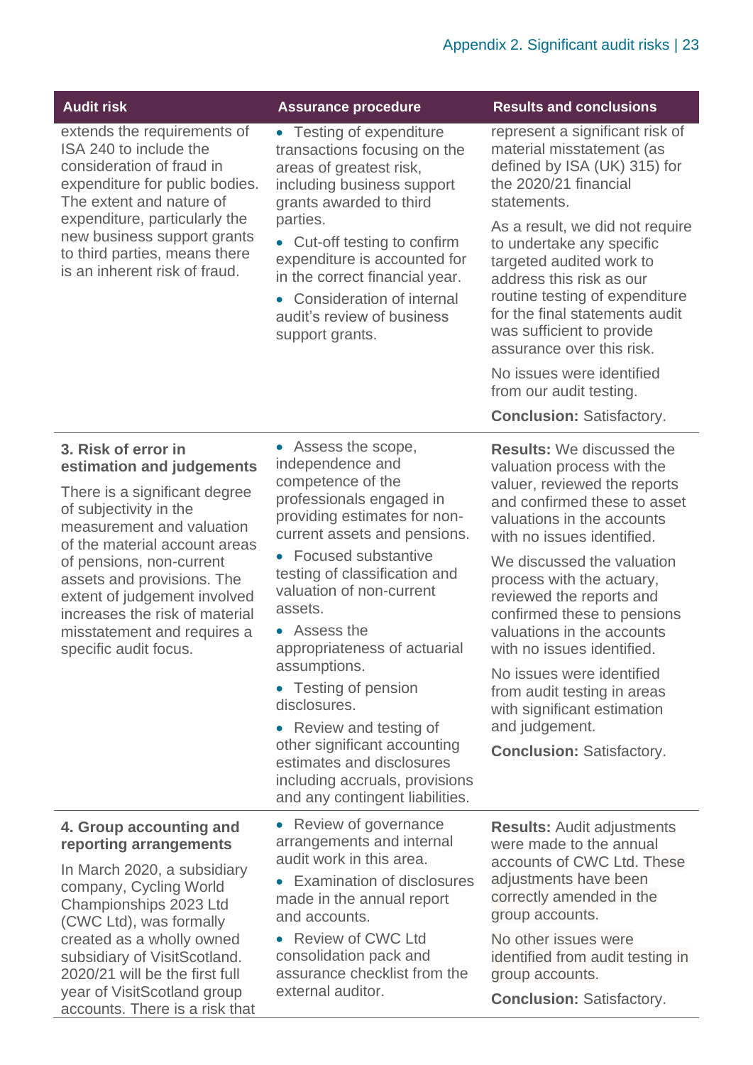| Audit risk | Assurance procedure | Results and conclusions |
| --- | --- | --- |
| extends the requirements of ISA 240 to include the consideration of fraud in expenditure for public bodies. The extent and nature of expenditure, particularly the new business support grants to third parties, means there is an inherent risk of fraud. | • Testing of expenditure transactions focusing on the areas of greatest risk, including business support grants awarded to third parties.<br>• Cut-off testing to confirm expenditure is accounted for in the correct financial year.<br>• Consideration of internal audit's review of business support grants. | represent a significant risk of material misstatement (as defined by ISA (UK) 315) for the 2020/21 financial statements.<br>As a result, we did not require to undertake any specific targeted audited work to address this risk as our routine testing of expenditure for the final statements audit was sufficient to provide assurance over this risk.<br>No issues were identified from our audit testing.<br>**Conclusion:** Satisfactory. |
| **3. Risk of error in estimation and judgements**<br>There is a significant degree of subjectivity in the measurement and valuation of the material account areas of pensions, non-current assets and provisions. The extent of judgement involved increases the risk of material misstatement and requires a specific audit focus. | • Assess the scope, independence and competence of the professionals engaged in providing estimates for non-current assets and pensions.<br>• Focused substantive testing of classification and valuation of non-current assets.<br>• Assess the appropriateness of actuarial assumptions.<br>• Testing of pension disclosures.<br>• Review and testing of other significant accounting estimates and disclosures including accruals, provisions and any contingent liabilities. | **Results:** We discussed the valuation process with the valuer, reviewed the reports and confirmed these to asset valuations in the accounts with no issues identified.<br>We discussed the valuation process with the actuary, reviewed the reports and confirmed these to pensions valuations in the accounts with no issues identified.<br>No issues were identified from audit testing in areas with significant estimation and judgement.<br>**Conclusion:** Satisfactory. |
| **4. Group accounting and reporting arrangements**<br>In March 2020, a subsidiary company, Cycling World Championships 2023 Ltd (CWC Ltd), was formally created as a wholly owned subsidiary of VisitScotland. 2020/21 will be the first full year of VisitScotland group accounts. There is a risk that | • Review of governance arrangements and internal audit work in this area.<br>• Examination of disclosures made in the annual report and accounts.<br>• Review of CWC Ltd consolidation pack and assurance checklist from the external auditor. | **Results:** Audit adjustments were made to the annual accounts of CWC Ltd. These adjustments have been correctly amended in the group accounts.<br>No other issues were identified from audit testing in group accounts.<br>**Conclusion:** Satisfactory. |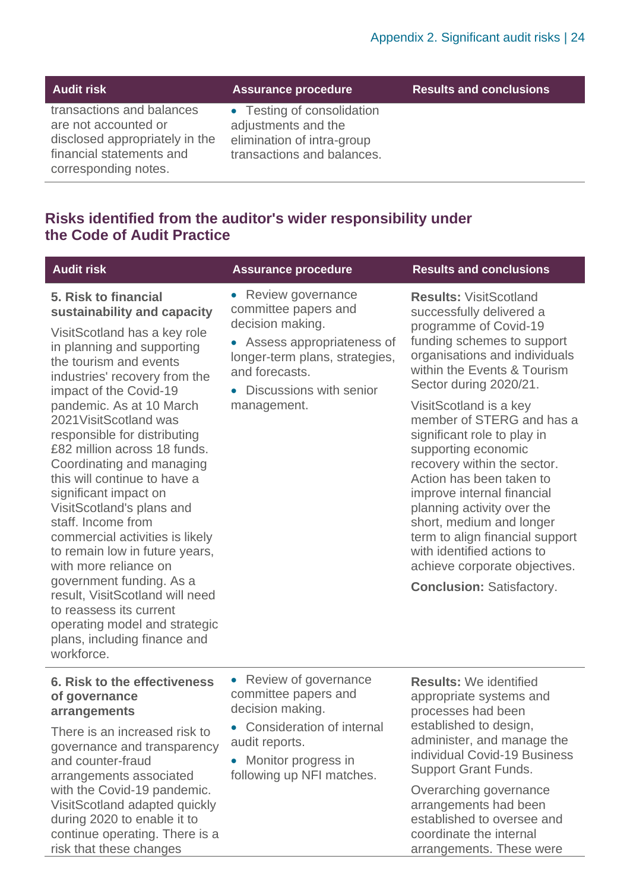| Audit risk | Assurance procedure | Results and conclusions |
|---|---|---|
| transactions and balances are not accounted or disclosed appropriately in the financial statements and corresponding notes. | • Testing of consolidation adjustments and the elimination of intra-group transactions and balances. | |

## Risks identified from the auditor's wider responsibility under the Code of Audit Practice

| Audit risk | Assurance procedure | Results and conclusions |
|---|---|---|
| **5. Risk to financial sustainability and capacity**<br><br>VisitScotland has a key role in planning and supporting the tourism and events industries' recovery from the impact of the Covid-19 pandemic. As at 10 March 2021VisitScotland was responsible for distributing £82 million across 18 funds. Coordinating and managing this will continue to have a significant impact on VisitScotland's plans and staff. Income from commercial activities is likely to remain low in future years, with more reliance on government funding. As a result, VisitScotland will need to reassess its current operating model and strategic plans, including finance and workforce. | • Review governance committee papers and decision making.<br>• Assess appropriateness of longer-term plans, strategies, and forecasts.<br>• Discussions with senior management. | **Results:** VisitScotland successfully delivered a programme of Covid-19 funding schemes to support organisations and individuals within the Events & Tourism Sector during 2020/21.<br><br>VisitScotland is a key member of STERG and has a significant role to play in supporting economic recovery within the sector. Action has been taken to improve internal financial planning activity over the short, medium and longer term to align financial support with identified actions to achieve corporate objectives.<br><br>**Conclusion:** Satisfactory. |
| **6. Risk to the effectiveness of governance arrangements**<br><br>There is an increased risk to governance and transparency and counter-fraud arrangements associated with the Covid-19 pandemic. VisitScotland adapted quickly during 2020 to enable it to continue operating. There is a risk that these changes | • Review of governance committee papers and decision making.<br>• Consideration of internal audit reports.<br>• Monitor progress in following up NFI matches. | **Results:** We identified appropriate systems and processes had been established to design, administer, and manage the individual Covid-19 Business Support Grant Funds.<br><br>Overarching governance arrangements had been established to oversee and coordinate the internal arrangements. These were |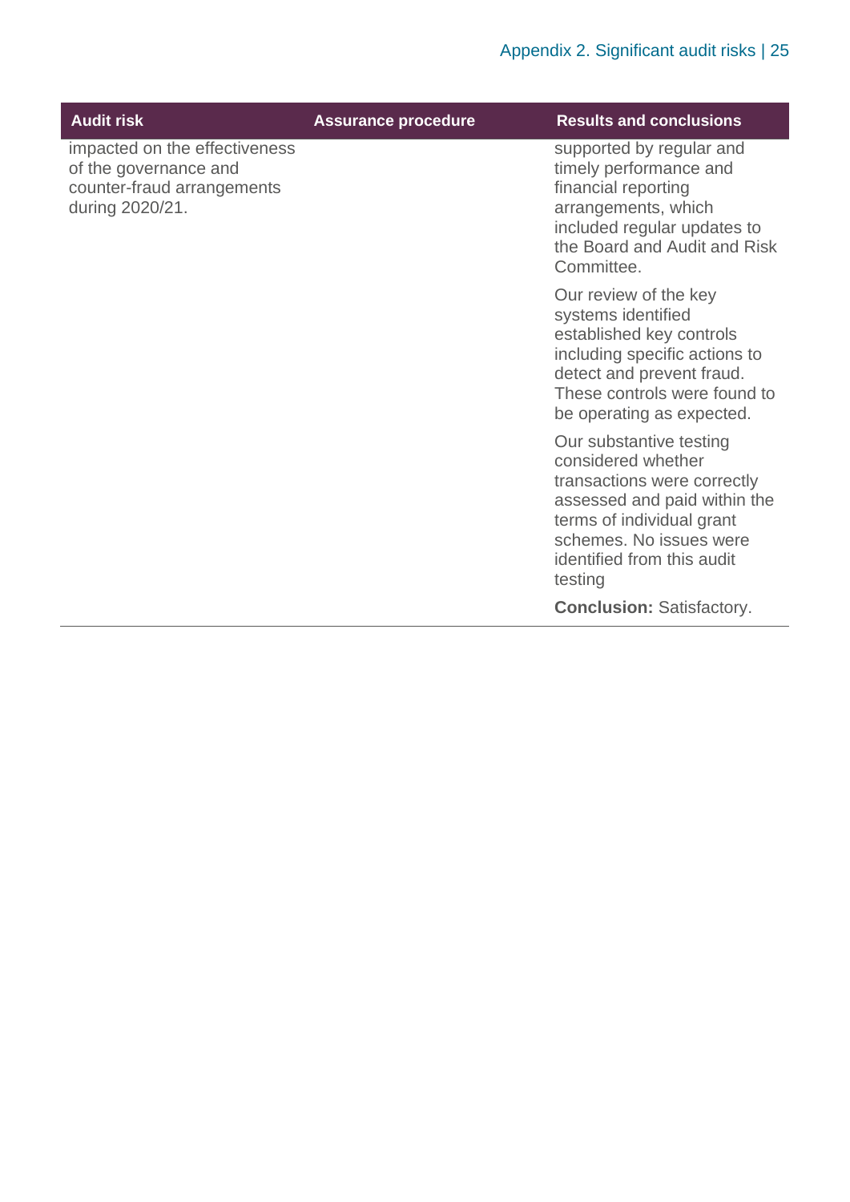| Audit risk | Assurance procedure | Results and conclusions |
| --- | --- | --- |
| impacted on the effectiveness of the governance and counter-fraud arrangements during 2020/21. | | supported by regular and timely performance and financial reporting arrangements, which included regular updates to the Board and Audit and Risk Committee.<br><br>Our review of the key systems identified established key controls including specific actions to detect and prevent fraud. These controls were found to be operating as expected.<br><br>Our substantive testing considered whether transactions were correctly assessed and paid within the terms of individual grant schemes. No issues were identified from this audit testing<br><br>**Conclusion:** Satisfactory. |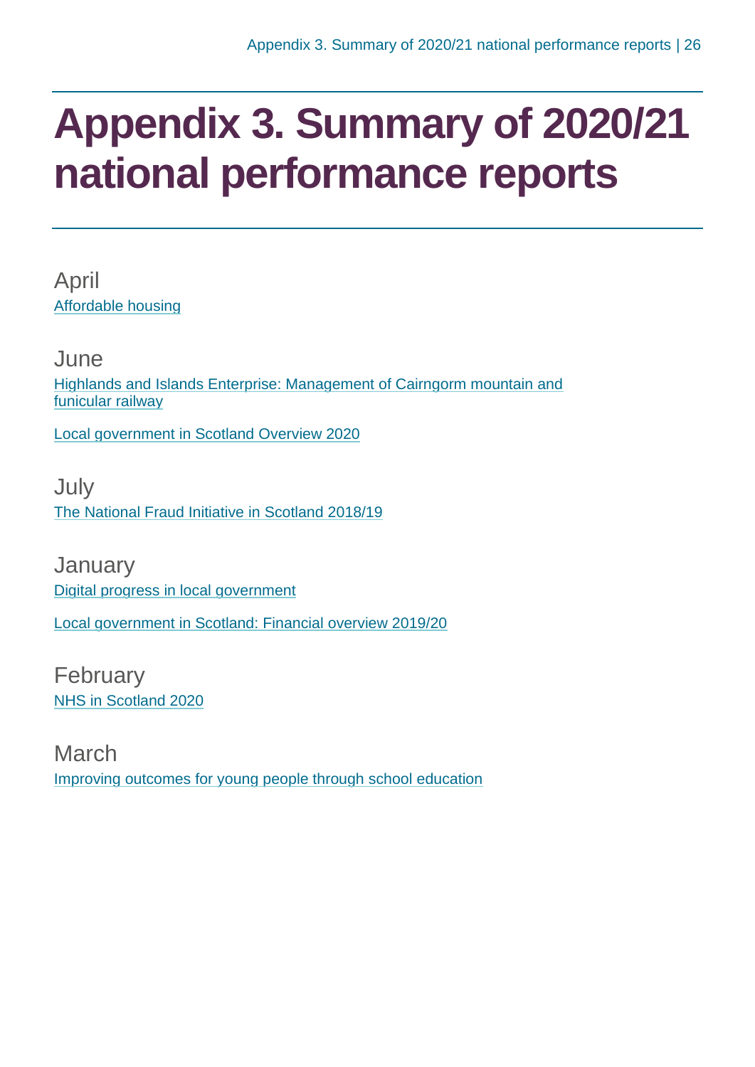# Appendix 3. Summary of 2020/21 national performance reports

April

Affordable housing

June

Highlands and Islands Enterprise: Management of Cairngorm mountain and funicular railway

Local government in Scotland Overview 2020

July

The National Fraud Initiative in Scotland 2018/19

January

Digital progress in local government

Local government in Scotland: Financial overview 2019/20

February

NHS in Scotland 2020

March

Improving outcomes for young people through school education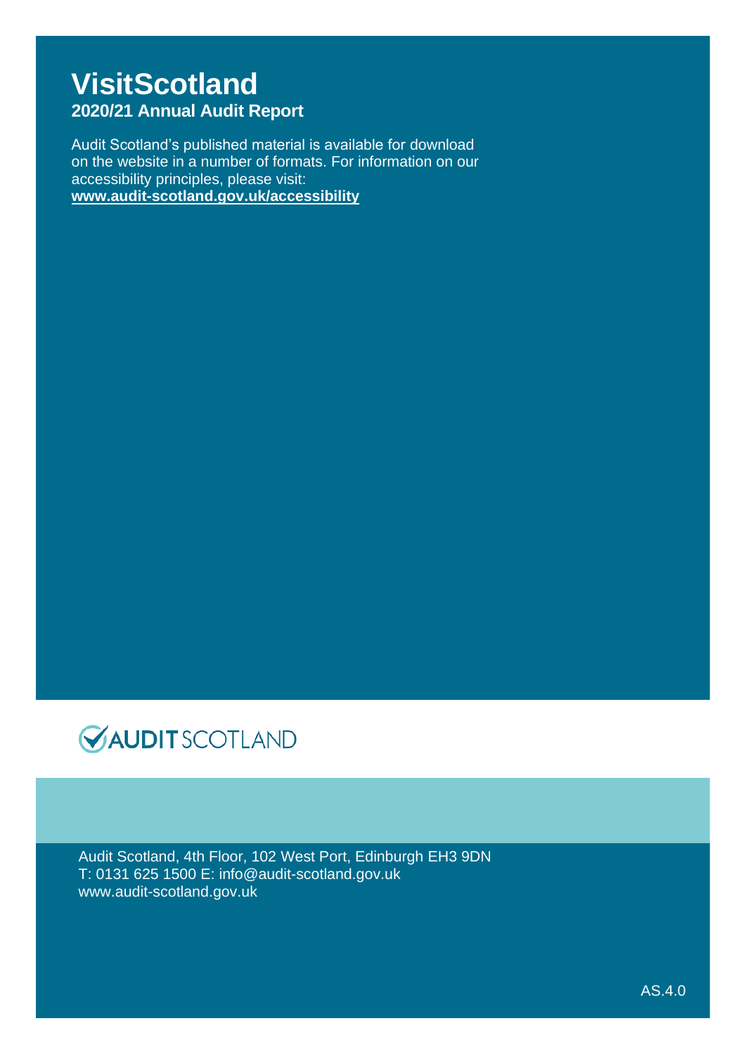# VisitScotland

## 2020/21 Annual Audit Report

Audit Scotland's published material is available for download on the website in a number of formats. For information on our accessibility principles, please visit:
**www.audit-scotland.gov.uk/accessibility**

AUDIT SCOTLAND

Audit Scotland, 4th Floor, 102 West Port, Edinburgh EH3 9DN
T: 0131 625 1500 E: info@audit-scotland.gov.uk
www.audit-scotland.gov.uk

AS.4.0